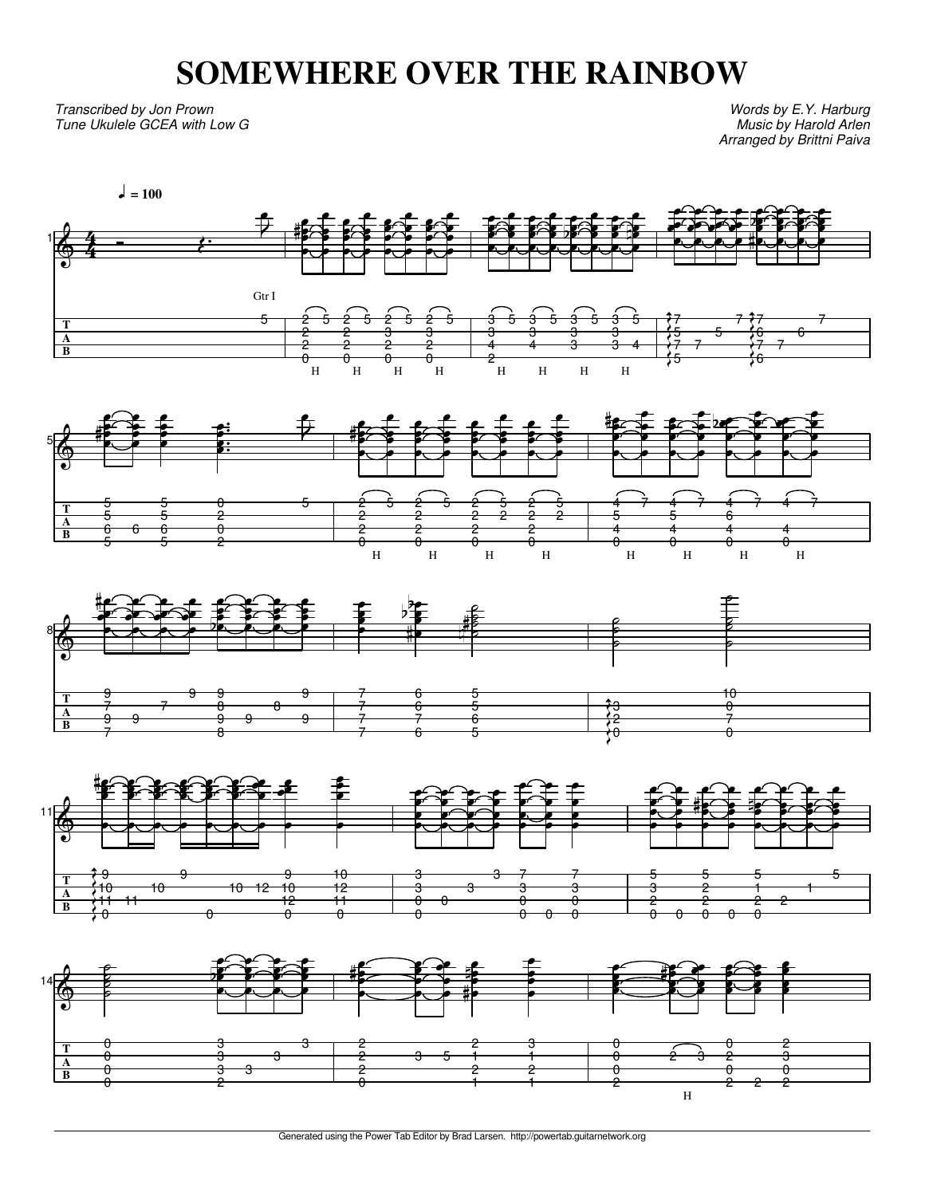# SOMEWHERE OVER THE RAINBOW

*Transcribed by Jon Prown*
*Tune Ukulele GCEA with Low G*

*Words by E.Y. Harburg*
*Music by Harold Arlen*
*Arranged by Brittni Paiva*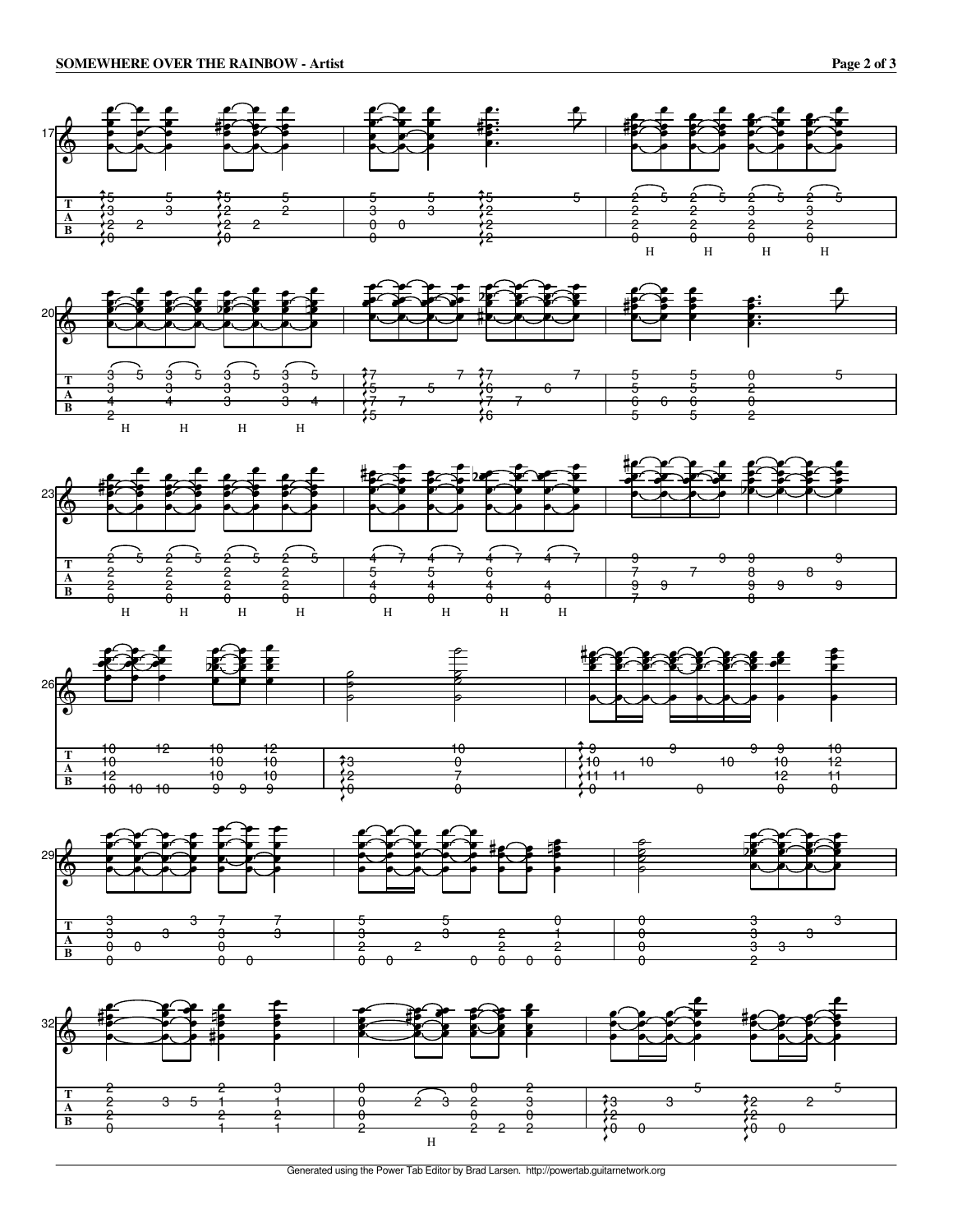Generated using the Power Tab Editor by Brad Larsen. http://powertab.guitarnetwork.org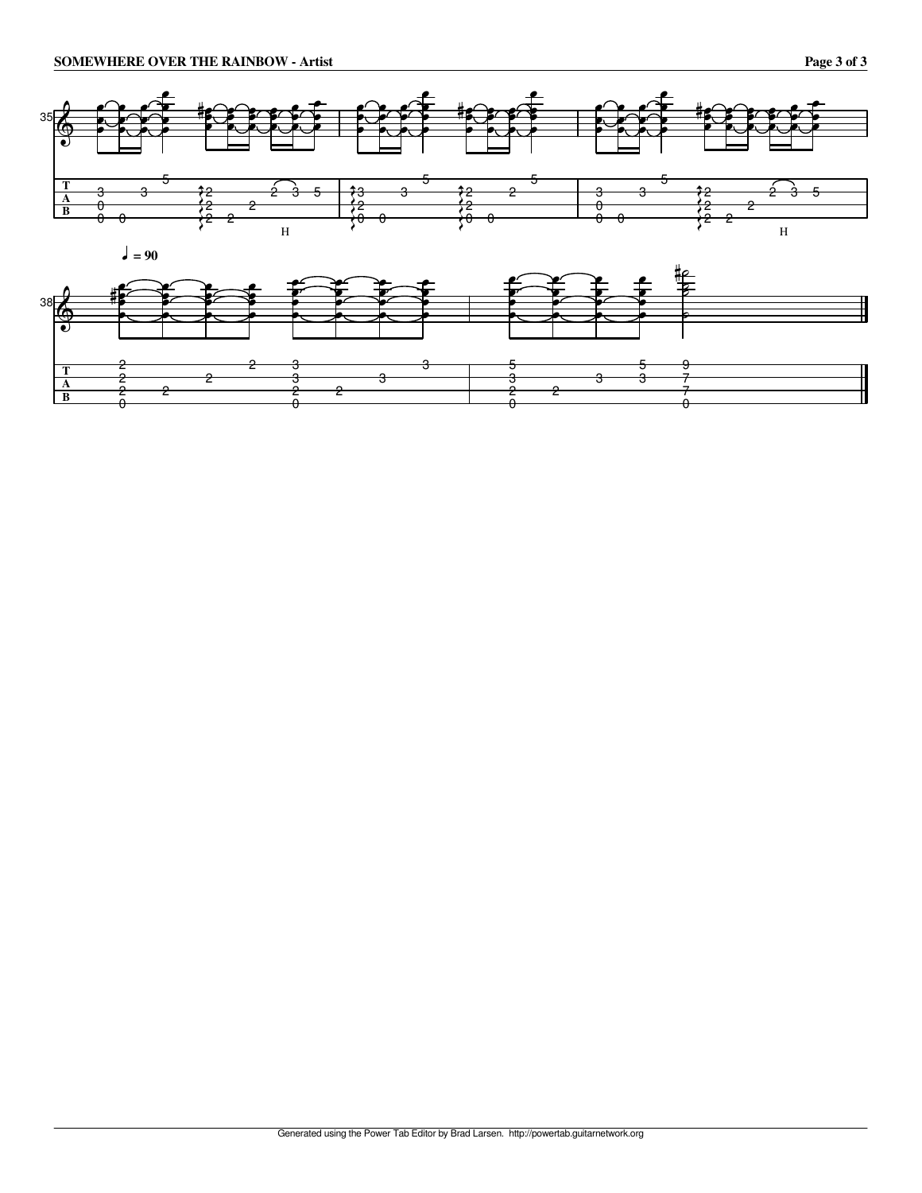♩ = 90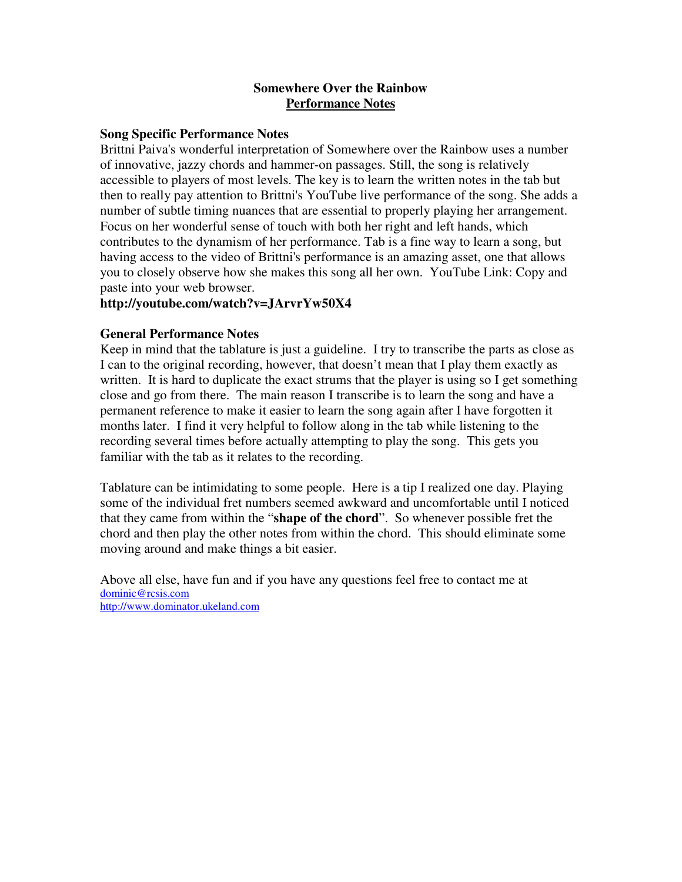# Somewhere Over the Rainbow
## Performance Notes

### Song Specific Performance Notes

Brittni Paiva's wonderful interpretation of Somewhere over the Rainbow uses a number of innovative, jazzy chords and hammer-on passages. Still, the song is relatively accessible to players of most levels. The key is to learn the written notes in the tab but then to really pay attention to Brittni's YouTube live performance of the song. She adds a number of subtle timing nuances that are essential to properly playing her arrangement. Focus on her wonderful sense of touch with both her right and left hands, which contributes to the dynamism of her performance. Tab is a fine way to learn a song, but having access to the video of Brittni's performance is an amazing asset, one that allows you to closely observe how she makes this song all her own.  YouTube Link: Copy and paste into your web browser.

**http://youtube.com/watch?v=JArvrYw50X4**

### General Performance Notes

Keep in mind that the tablature is just a guideline.  I try to transcribe the parts as close as I can to the original recording, however, that doesn't mean that I play them exactly as written.  It is hard to duplicate the exact strums that the player is using so I get something close and go from there.  The main reason I transcribe is to learn the song and have a permanent reference to make it easier to learn the song again after I have forgotten it months later.  I find it very helpful to follow along in the tab while listening to the recording several times before actually attempting to play the song.  This gets you familiar with the tab as it relates to the recording.

Tablature can be intimidating to some people.  Here is a tip I realized one day. Playing some of the individual fret numbers seemed awkward and uncomfortable until I noticed that they came from within the "**shape of the chord**".  So whenever possible fret the chord and then play the other notes from within the chord.  This should eliminate some moving around and make things a bit easier.

Above all else, have fun and if you have any questions feel free to contact me at
dominic@rcsis.com
http://www.dominator.ukeland.com